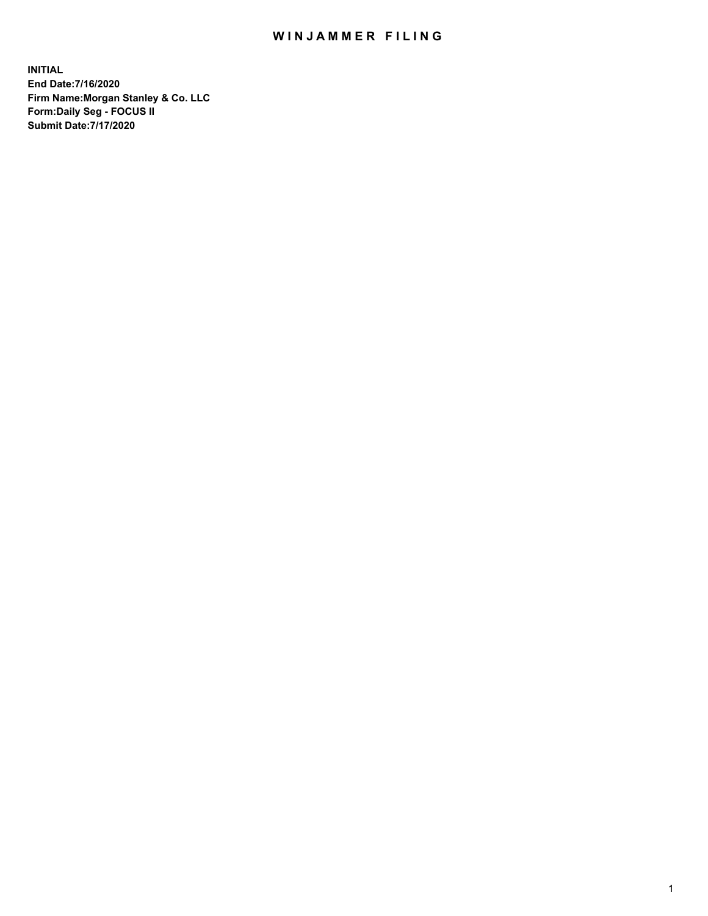# WINJAMMER FILING

**INITIAL**
**End Date:7/16/2020**
**Firm Name:Morgan Stanley & Co. LLC**
**Form:Daily Seg - FOCUS II**
**Submit Date:7/17/2020**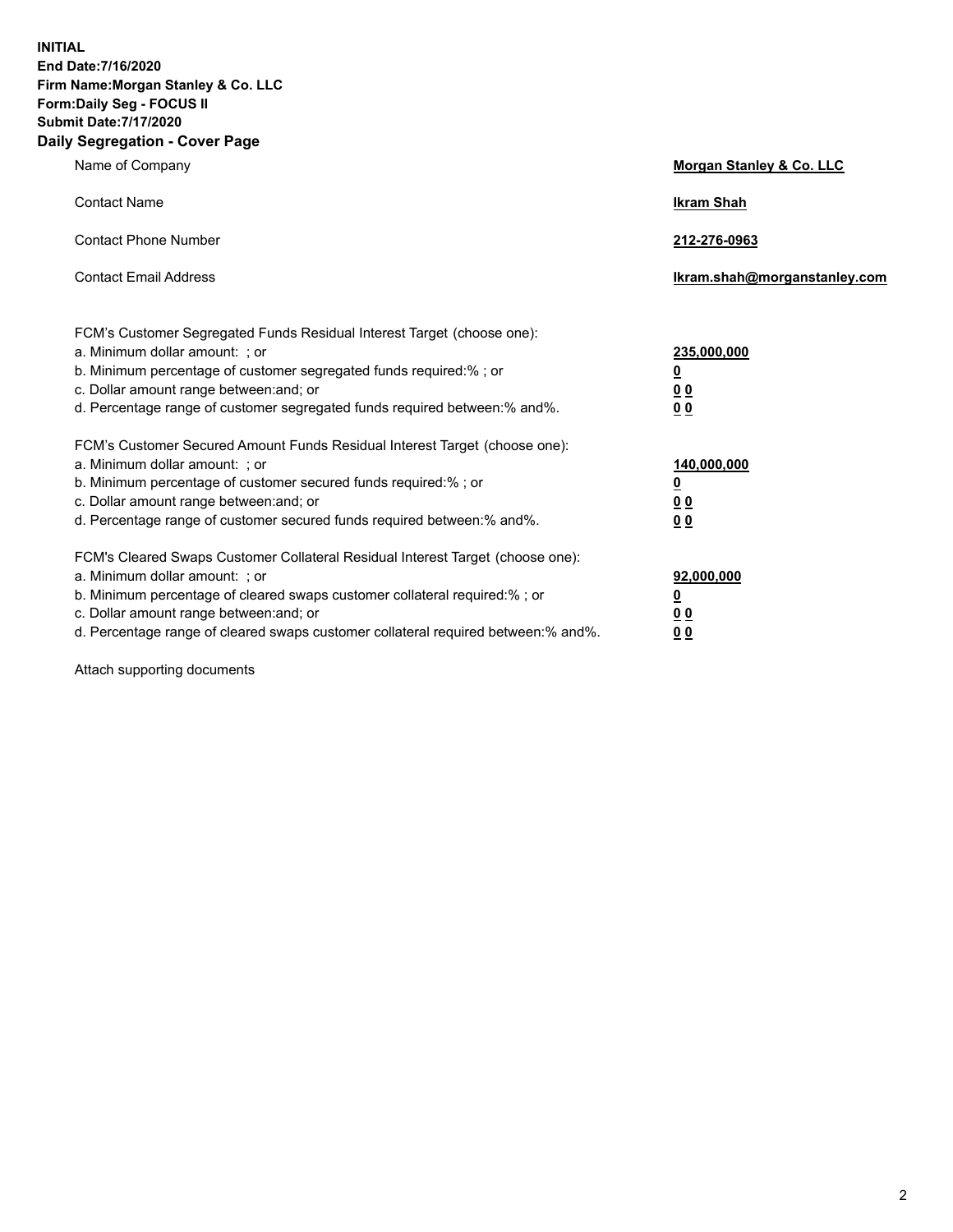**INITIAL**
**End Date:7/16/2020**
**Firm Name:Morgan Stanley & Co. LLC**
**Form:Daily Seg - FOCUS II**
**Submit Date:7/17/2020**

## Daily Segregation - Cover Page

| | |
|---|---|
| Name of Company | **Morgan Stanley & Co. LLC** |
| Contact Name | **Ikram Shah** |
| Contact Phone Number | **212-276-0963** |
| Contact Email Address | **Ikram.shah@morganstanley.com** |

| | |
|---|---|
| FCM's Customer Segregated Funds Residual Interest Target (choose one): | |
| a. Minimum dollar amount: ; or | **235,000,000** |
| b. Minimum percentage of customer segregated funds required:% ; or | **0** |
| c. Dollar amount range between:and; or | **0 0** |
| d. Percentage range of customer segregated funds required between:% and%. | **0 0** |
| FCM's Customer Secured Amount Funds Residual Interest Target (choose one): | |
| a. Minimum dollar amount: ; or | **140,000,000** |
| b. Minimum percentage of customer secured funds required:% ; or | **0** |
| c. Dollar amount range between:and; or | **0 0** |
| d. Percentage range of customer secured funds required between:% and%. | **0 0** |
| FCM's Cleared Swaps Customer Collateral Residual Interest Target (choose one): | |
| a. Minimum dollar amount: ; or | **92,000,000** |
| b. Minimum percentage of cleared swaps customer collateral required:% ; or | **0** |
| c. Dollar amount range between:and; or | **0 0** |
| d. Percentage range of cleared swaps customer collateral required between:% and%. | **0 0** |

Attach supporting documents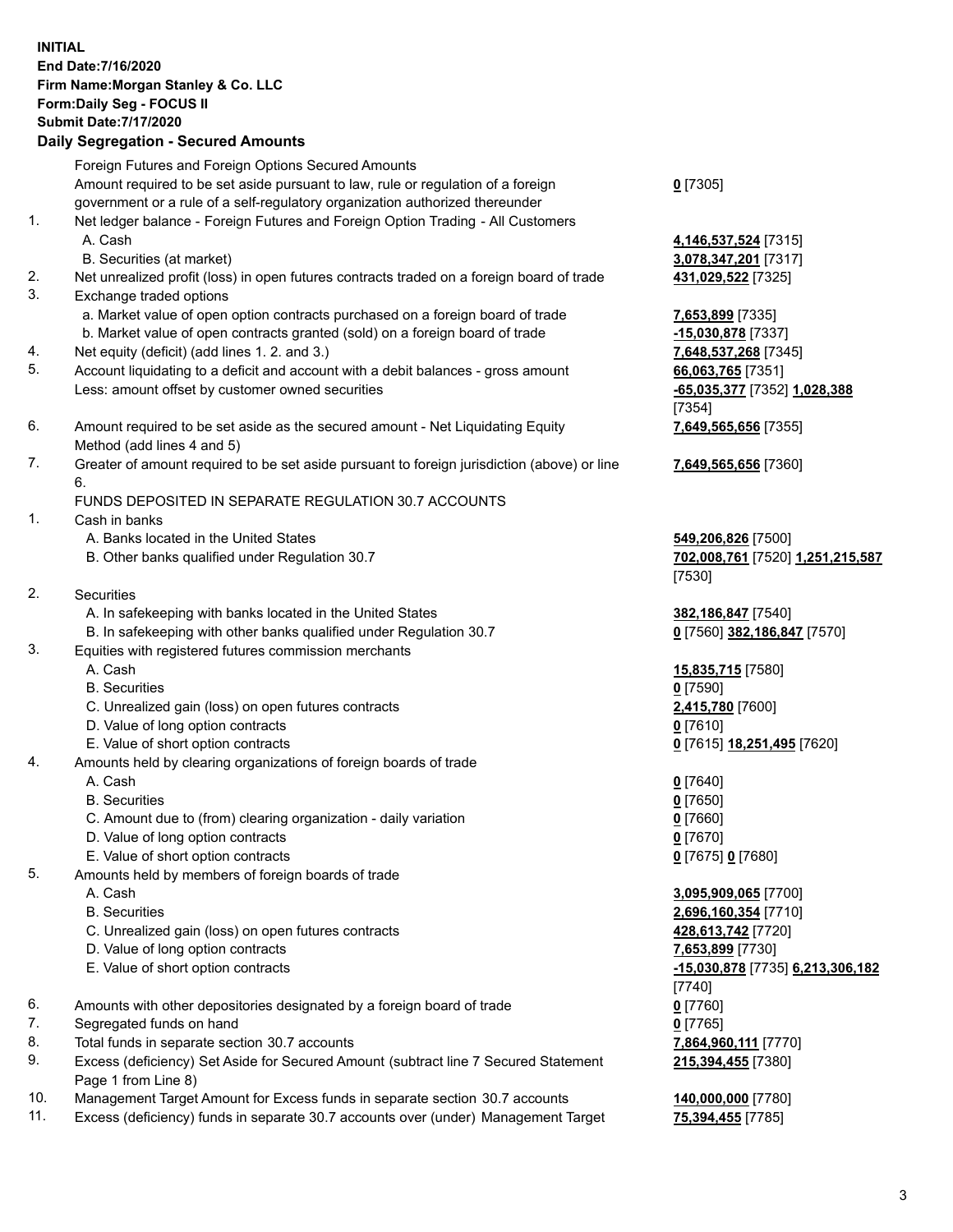**INITIAL**
**End Date:7/16/2020**
**Firm Name:Morgan Stanley & Co. LLC**
**Form:Daily Seg - FOCUS II**
**Submit Date:7/17/2020**

## Daily Segregation - Secured Amounts

| | | |
|---|---|---|
| | Foreign Futures and Foreign Options Secured Amounts | |
| | Amount required to be set aside pursuant to law, rule or regulation of a foreign government or a rule of a self-regulatory organization authorized thereunder | **0** [7305] |
| 1. | Net ledger balance - Foreign Futures and Foreign Option Trading - All Customers | |
| | A. Cash | **4,146,537,524** [7315] |
| | B. Securities (at market) | **3,078,347,201** [7317] |
| 2. | Net unrealized profit (loss) in open futures contracts traded on a foreign board of trade | **431,029,522** [7325] |
| 3. | Exchange traded options | |
| | a. Market value of open option contracts purchased on a foreign board of trade | **7,653,899** [7335] |
| | b. Market value of open contracts granted (sold) on a foreign board of trade | **-15,030,878** [7337] |
| 4. | Net equity (deficit) (add lines 1. 2. and 3.) | **7,648,537,268** [7345] |
| 5. | Account liquidating to a deficit and account with a debit balances - gross amount | **66,063,765** [7351] |
| | Less: amount offset by customer owned securities | **-65,035,377** [7352] **1,028,388** [7354] |
| 6. | Amount required to be set aside as the secured amount - Net Liquidating Equity Method (add lines 4 and 5) | **7,649,565,656** [7355] |
| 7. | Greater of amount required to be set aside pursuant to foreign jurisdiction (above) or line 6. | **7,649,565,656** [7360] |
| | FUNDS DEPOSITED IN SEPARATE REGULATION 30.7 ACCOUNTS | |
| 1. | Cash in banks | |
| | A. Banks located in the United States | **549,206,826** [7500] |
| | B. Other banks qualified under Regulation 30.7 | **702,008,761** [7520] **1,251,215,587** [7530] |
| 2. | Securities | |
| | A. In safekeeping with banks located in the United States | **382,186,847** [7540] |
| | B. In safekeeping with other banks qualified under Regulation 30.7 | **0** [7560] **382,186,847** [7570] |
| 3. | Equities with registered futures commission merchants | |
| | A. Cash | **15,835,715** [7580] |
| | B. Securities | **0** [7590] |
| | C. Unrealized gain (loss) on open futures contracts | **2,415,780** [7600] |
| | D. Value of long option contracts | **0** [7610] |
| | E. Value of short option contracts | **0** [7615] **18,251,495** [7620] |
| 4. | Amounts held by clearing organizations of foreign boards of trade | |
| | A. Cash | **0** [7640] |
| | B. Securities | **0** [7650] |
| | C. Amount due to (from) clearing organization - daily variation | **0** [7660] |
| | D. Value of long option contracts | **0** [7670] |
| | E. Value of short option contracts | **0** [7675] **0** [7680] |
| 5. | Amounts held by members of foreign boards of trade | |
| | A. Cash | **3,095,909,065** [7700] |
| | B. Securities | **2,696,160,354** [7710] |
| | C. Unrealized gain (loss) on open futures contracts | **428,613,742** [7720] |
| | D. Value of long option contracts | **7,653,899** [7730] |
| | E. Value of short option contracts | **-15,030,878** [7735] **6,213,306,182** [7740] |
| 6. | Amounts with other depositories designated by a foreign board of trade | **0** [7760] |
| 7. | Segregated funds on hand | **0** [7765] |
| 8. | Total funds in separate section 30.7 accounts | **7,864,960,111** [7770] |
| 9. | Excess (deficiency) Set Aside for Secured Amount (subtract line 7 Secured Statement Page 1 from Line 8) | **215,394,455** [7380] |
| 10. | Management Target Amount for Excess funds in separate section 30.7 accounts | **140,000,000** [7780] |
| 11. | Excess (deficiency) funds in separate 30.7 accounts over (under) Management Target | **75,394,455** [7785] |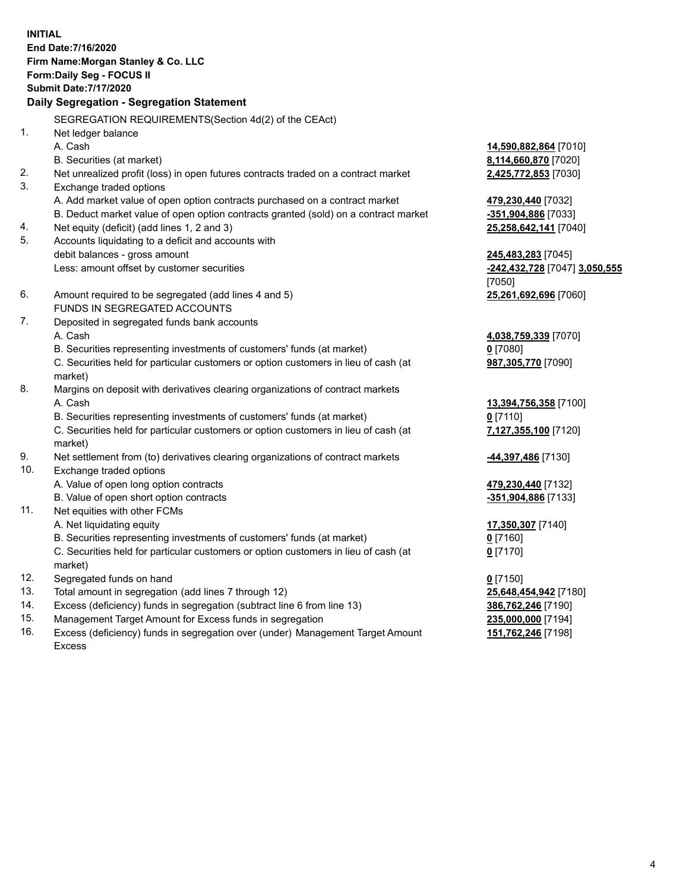**INITIAL**
**End Date:7/16/2020**
**Firm Name:Morgan Stanley & Co. LLC**
**Form:Daily Seg - FOCUS II**
**Submit Date:7/17/2020**

## Daily Segregation - Segregation Statement

SEGREGATION REQUIREMENTS(Section 4d(2) of the CEAct)

| | | |
|---|---|---|
| 1. | Net ledger balance | |
| | A. Cash | **14,590,882,864** [7010] |
| | B. Securities (at market) | **8,114,660,870** [7020] |
| 2. | Net unrealized profit (loss) in open futures contracts traded on a contract market | **2,425,772,853** [7030] |
| 3. | Exchange traded options | |
| | A. Add market value of open option contracts purchased on a contract market | **479,230,440** [7032] |
| | B. Deduct market value of open option contracts granted (sold) on a contract market | **-351,904,886** [7033] |
| 4. | Net equity (deficit) (add lines 1, 2 and 3) | **25,258,642,141** [7040] |
| 5. | Accounts liquidating to a deficit and accounts with debit balances - gross amount | **245,483,283** [7045] |
| | Less: amount offset by customer securities | **-242,432,728** [7047] **3,050,555** [7050] |
| 6. | Amount required to be segregated (add lines 4 and 5) | **25,261,692,696** [7060] |
| | FUNDS IN SEGREGATED ACCOUNTS | |
| 7. | Deposited in segregated funds bank accounts | |
| | A. Cash | **4,038,759,339** [7070] |
| | B. Securities representing investments of customers' funds (at market) | **0** [7080] |
| | C. Securities held for particular customers or option customers in lieu of cash (at market) | **987,305,770** [7090] |
| 8. | Margins on deposit with derivatives clearing organizations of contract markets | |
| | A. Cash | **13,394,756,358** [7100] |
| | B. Securities representing investments of customers' funds (at market) | **0** [7110] |
| | C. Securities held for particular customers or option customers in lieu of cash (at market) | **7,127,355,100** [7120] |
| 9. | Net settlement from (to) derivatives clearing organizations of contract markets | **-44,397,486** [7130] |
| 10. | Exchange traded options | |
| | A. Value of open long option contracts | **479,230,440** [7132] |
| | B. Value of open short option contracts | **-351,904,886** [7133] |
| 11. | Net equities with other FCMs | |
| | A. Net liquidating equity | **17,350,307** [7140] |
| | B. Securities representing investments of customers' funds (at market) | **0** [7160] |
| | C. Securities held for particular customers or option customers in lieu of cash (at market) | **0** [7170] |
| 12. | Segregated funds on hand | **0** [7150] |
| 13. | Total amount in segregation (add lines 7 through 12) | **25,648,454,942** [7180] |
| 14. | Excess (deficiency) funds in segregation (subtract line 6 from line 13) | **386,762,246** [7190] |
| 15. | Management Target Amount for Excess funds in segregation | **235,000,000** [7194] |
| 16. | Excess (deficiency) funds in segregation over (under) Management Target Amount Excess | **151,762,246** [7198] |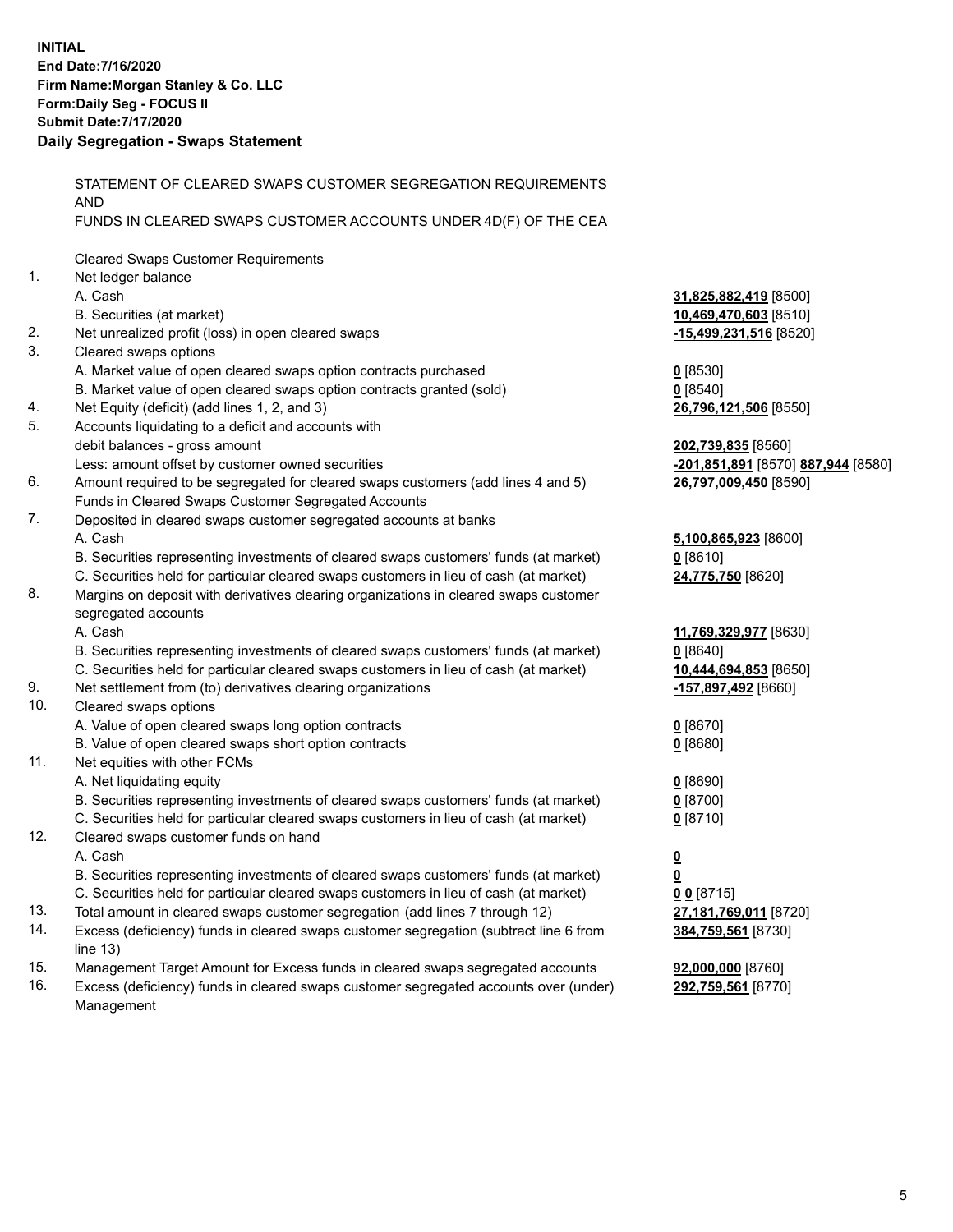**INITIAL**
**End Date:7/16/2020**
**Firm Name:Morgan Stanley & Co. LLC**
**Form:Daily Seg - FOCUS II**
**Submit Date:7/17/2020**
**Daily Segregation - Swaps Statement**

STATEMENT OF CLEARED SWAPS CUSTOMER SEGREGATION REQUIREMENTS AND FUNDS IN CLEARED SWAPS CUSTOMER ACCOUNTS UNDER 4D(F) OF THE CEA

| | | |
|---|---|---|
| | Cleared Swaps Customer Requirements | |
| 1. | Net ledger balance | |
| | A. Cash | **31,825,882,419** [8500] |
| | B. Securities (at market) | **10,469,470,603** [8510] |
| 2. | Net unrealized profit (loss) in open cleared swaps | **-15,499,231,516** [8520] |
| 3. | Cleared swaps options | |
| | A. Market value of open cleared swaps option contracts purchased | **0** [8530] |
| | B. Market value of open cleared swaps option contracts granted (sold) | **0** [8540] |
| 4. | Net Equity (deficit) (add lines 1, 2, and 3) | **26,796,121,506** [8550] |
| 5. | Accounts liquidating to a deficit and accounts with debit balances - gross amount | **202,739,835** [8560] |
| | Less: amount offset by customer owned securities | **-201,851,891** [8570] **887,944** [8580] |
| 6. | Amount required to be segregated for cleared swaps customers (add lines 4 and 5) | **26,797,009,450** [8590] |
| | Funds in Cleared Swaps Customer Segregated Accounts | |
| 7. | Deposited in cleared swaps customer segregated accounts at banks | |
| | A. Cash | **5,100,865,923** [8600] |
| | B. Securities representing investments of cleared swaps customers' funds (at market) | **0** [8610] |
| | C. Securities held for particular cleared swaps customers in lieu of cash (at market) | **24,775,750** [8620] |
| 8. | Margins on deposit with derivatives clearing organizations in cleared swaps customer segregated accounts | |
| | A. Cash | **11,769,329,977** [8630] |
| | B. Securities representing investments of cleared swaps customers' funds (at market) | **0** [8640] |
| | C. Securities held for particular cleared swaps customers in lieu of cash (at market) | **10,444,694,853** [8650] |
| 9. | Net settlement from (to) derivatives clearing organizations | **-157,897,492** [8660] |
| 10. | Cleared swaps options | |
| | A. Value of open cleared swaps long option contracts | **0** [8670] |
| | B. Value of open cleared swaps short option contracts | **0** [8680] |
| 11. | Net equities with other FCMs | |
| | A. Net liquidating equity | **0** [8690] |
| | B. Securities representing investments of cleared swaps customers' funds (at market) | **0** [8700] |
| | C. Securities held for particular cleared swaps customers in lieu of cash (at market) | **0** [8710] |
| 12. | Cleared swaps customer funds on hand | |
| | A. Cash | **0** |
| | B. Securities representing investments of cleared swaps customers' funds (at market) | **0** |
| | C. Securities held for particular cleared swaps customers in lieu of cash (at market) | **0** **0** [8715] |
| 13. | Total amount in cleared swaps customer segregation (add lines 7 through 12) | **27,181,769,011** [8720] |
| 14. | Excess (deficiency) funds in cleared swaps customer segregation (subtract line 6 from line 13) | **384,759,561** [8730] |
| 15. | Management Target Amount for Excess funds in cleared swaps segregated accounts | **92,000,000** [8760] |
| 16. | Excess (deficiency) funds in cleared swaps customer segregated accounts over (under) Management | **292,759,561** [8770] |